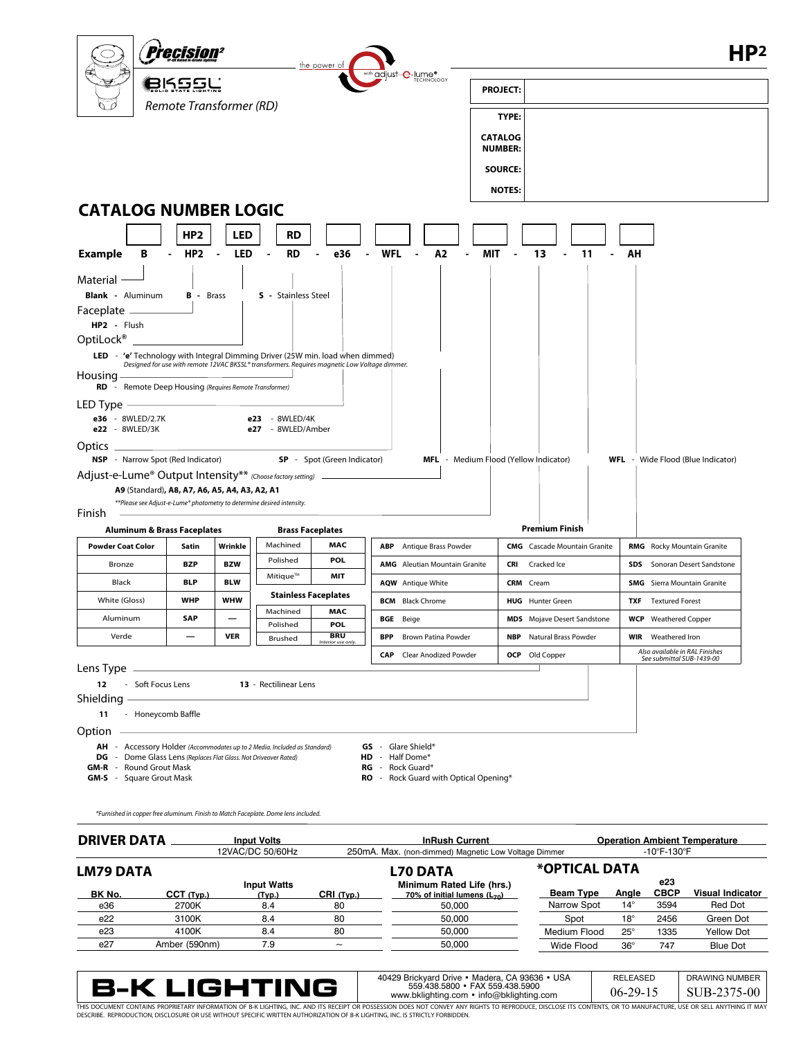# HP2

**Precision²** — BKSSL Solid State Lighting

Remote Transformer (RD)

the power of adjust-e-lume® technology

| | |
|---|---|
| **PROJECT:** | |
| **TYPE:** | |
| **CATALOG NUMBER:** | |
| **SOURCE:** | |
| **NOTES:** | |

## CATALOG NUMBER LOGIC

| | HP2 | LED | RD | | | | | | | | |
|---|---|---|---|---|---|---|---|---|---|---|---|
| **Example** B | HP2 | LED | RD | e36 | WFL | A2 | MIT | 13 | 11 | AH |

**Material**
- **Blank** - Aluminum
- **B** - Brass
- **S** - Stainless Steel

**Faceplate**
- **HP2** - Flush

**OptiLock®**
- **LED** - **'e'** Technology with Integral Dimming Driver (25W min. load when dimmed)
  *Designed for use with remote 12VAC BKSSL® transformers. Requires magnetic Low Voltage dimmer.*

**Housing**
- **RD** - Remote Deep Housing *(Requires Remote Transformer)*

**LED Type**
- **e36** - 8WLED/2.7K
- **e22** - 8WLED/3K
- **e23** - 8WLED/4K
- **e27** - 8WLED/Amber

**Optics**
- **NSP** - Narrow Spot (Red Indicator)
- **SP** - Spot (Green Indicator)
- **MFL** - Medium Flood (Yellow Indicator)
- **WFL** - Wide Flood (Blue Indicator)

**Adjust-e-Lume® Output Intensity**** *(Choose factory setting)*
- **A9** (Standard), **A8, A7, A6, A5, A4, A3, A2, A1**

*\*\*Please see Adjust-e-Lume® photometry to determine desired intensity.*

**Finish**

**Aluminum & Brass Faceplates**

| Powder Coat Color | Satin | Wrinkle |
|---|---|---|
| Bronze | BZP | BZW |
| Black | BLP | BLW |
| White (Gloss) | WHP | WHW |
| Aluminum | SAP | — |
| Verde | — | VER |

**Brass Faceplates**

| | |
|---|---|
| Machined | MAC |
| Polished | POL |
| Mitique™ | MIT |

**Stainless Faceplates**

| | |
|---|---|
| Machined | MAC |
| Polished | POL |
| Brushed | BRU *Interior use only.* |

**Premium Finish**

| | | | | | |
|---|---|---|---|---|---|
| ABP | Antique Brass Powder | CMG | Cascade Mountain Granite | RMG | Rocky Mountain Granite |
| AMG | Aleutian Mountain Granite | CRI | Cracked Ice | SDS | Sonoran Desert Sandstone |
| AQW | Antique White | CRM | Cream | SMG | Sierra Mountain Granite |
| BCM | Black Chrome | HUG | Hunter Green | TXF | Textured Forest |
| BGE | Beige | MDS | Mojave Desert Sandstone | WCP | Weathered Copper |
| BPP | Brown Patina Powder | NBP | Natural Brass Powder | WIR | Weathered Iron |
| CAP | Clear Anodized Powder | OCP | Old Copper | | *Also available in RAL Finishes See submittal SUB-1439-00* |

**Lens Type**
- **12** - Soft Focus Lens
- **13** - Rectilinear Lens

**Shielding**
- **11** - Honeycomb Baffle

**Option**
- **AH** - Accessory Holder *(Accommodates up to 2 Media. Included as Standard)*
- **DG** - Dome Glass Lens *(Replaces Flat Glass. Not Driveover Rated)*
- **GM-R** - Round Grout Mask
- **GM-S** - Square Grout Mask
- **GS** - Glare Shield*
- **HD** - Half Dome*
- **RG** - Rock Guard*
- **RO** - Rock Guard with Optical Opening*

*\*Furnished in copper free aluminum. Finish to Match Faceplate. Dome lens included.*

## DRIVER DATA

| Input Volts | InRush Current | Operation Ambient Temperature |
|---|---|---|
| 12VAC/DC 50/60Hz | 250mA. Max. (non-dimmed) Magnetic Low Voltage Dimmer | -10°F-130°F |

## LM79 DATA / L70 DATA

| BK No. | CCT (Typ.) | Input Watts (Typ.) | CRI (Typ.) | Minimum Rated Life (hrs.) 70% of initial lumens ($L_{70}$) |
|---|---|---|---|---|
| e36 | 2700K | 8.4 | 80 | 50,000 |
| e22 | 3100K | 8.4 | 80 | 50,000 |
| e23 | 4100K | 8.4 | 80 | 50,000 |
| e27 | Amber (590nm) | 7.9 | ~ | 50,000 |

## *OPTICAL DATA

| Beam Type | Angle | e23 CBCP | Visual Indicator |
|---|---|---|---|
| Narrow Spot | 14° | 3594 | Red Dot |
| Spot | 18° | 2456 | Green Dot |
| Medium Flood | 25° | 1335 | Yellow Dot |
| Wide Flood | 36° | 747 | Blue Dot |

**B-K LIGHTING**

40429 Brickyard Drive • Madera, CA 93636 • USA
559.438.5800 • FAX 559.438.5900
www.bklighting.com • info@bklighting.com

| RELEASED | DRAWING NUMBER |
|---|---|
| 06-29-15 | SUB-2375-00 |

THIS DOCUMENT CONTAINS PROPRIETARY INFORMATION OF B-K LIGHTING, INC. AND ITS RECEIPT OR POSSESSION DOES NOT CONVEY ANY RIGHTS TO REPRODUCE, DISCLOSE ITS CONTENTS, OR TO MANUFACTURE, USE OR SELL ANYTHING IT MAY DESCRIBE. REPRODUCTION, DISCLOSURE OR USE WITHOUT SPECIFIC WRITTEN AUTHORIZATION OF B-K LIGHTING, INC. IS STRICTLY FORBIDDEN.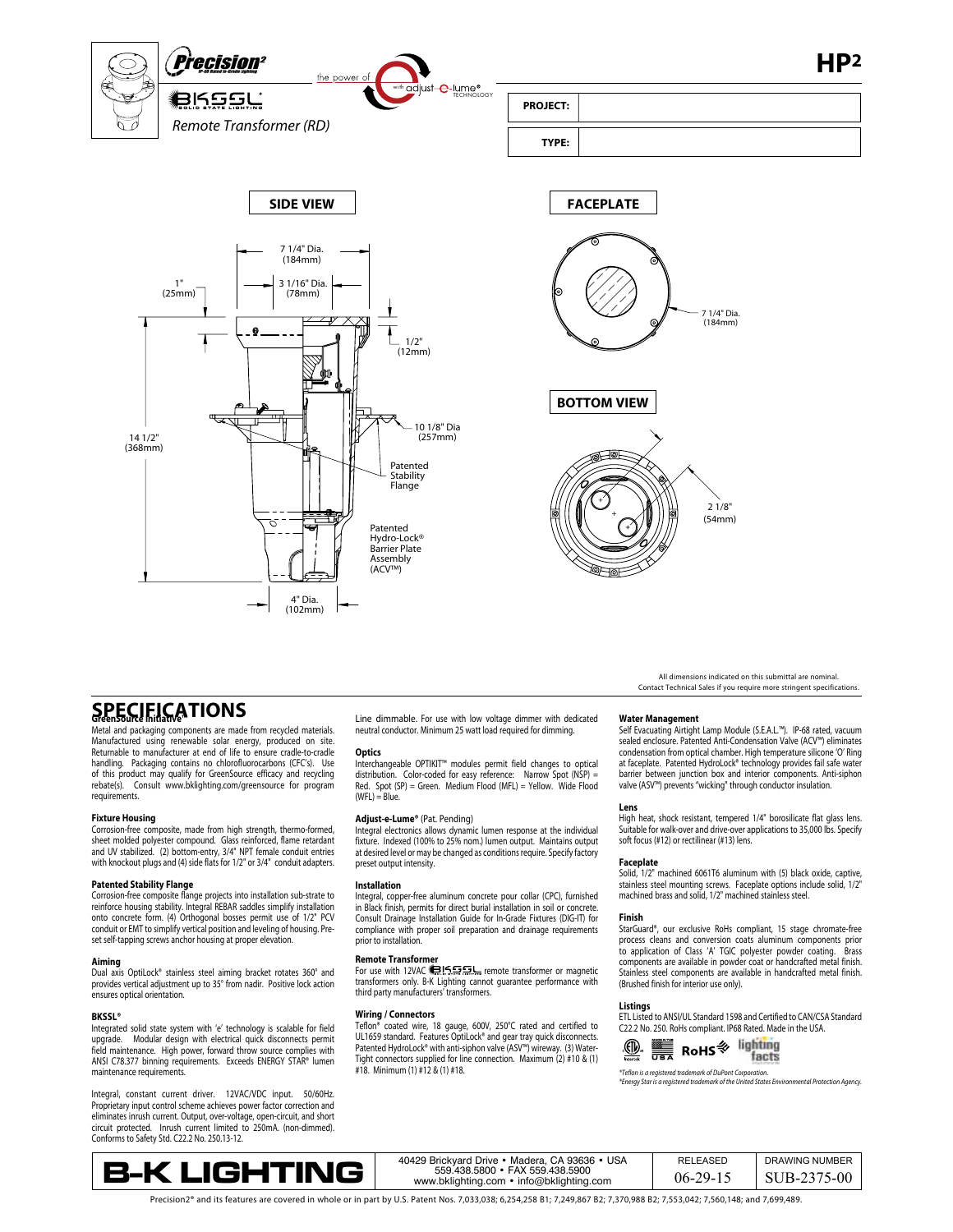# HP2

Precision²

BKSSL

Remote Transformer (RD)

| | |
|---|---|
| PROJECT: | |
| TYPE: | |

## SIDE VIEW

7 1/4" Dia. (184mm)

3 1/16" Dia. (78mm)

1" (25mm)

1/2" (12mm)

10 1/8" Dia (257mm)

14 1/2" (368mm)

Patented Stability Flange

Patented Hydro-Lock® Barrier Plate Assembly (ACV™)

4" Dia. (102mm)

## FACEPLATE

7 1/4" Dia. (184mm)

## BOTTOM VIEW

2 1/8" (54mm)

All dimensions indicated on this submittal are nominal. Contact Technical Sales if you require more stringent specifications.

## SPECIFICATIONS

**GreenSource Initiative®**

Metal and packaging components are made from recycled materials. Manufactured using renewable solar energy, produced on site. Returnable to manufacturer at end of life to ensure cradle-to-cradle handling. Packaging contains no chlorofluorocarbons (CFC's). Use of this product may qualify for GreenSource efficacy and recycling rebate(s). Consult www.bklighting.com/greensource for program requirements.

**Fixture Housing**

Corrosion-free composite, made from high strength, thermo-formed, sheet molded polyester compound. Glass reinforced, flame retardant and UV stabilized. (2) bottom-entry, 3/4" NPT female conduit entries with knockout plugs and (4) side flats for 1/2" or 3/4" conduit adapters.

**Patented Stability Flange**

Corrosion-free composite flange projects into installation sub-strate to reinforce housing stability. Integral REBAR saddles simplify installation onto concrete form. (4) Orthogonal bosses permit use of 1/2" PCV conduit or EMT to simplify vertical position and leveling of housing. Pre-set self-tapping screws anchor housing at proper elevation.

**Aiming**

Dual axis OptiLock® stainless steel aiming bracket rotates 360° and provides vertical adjustment up to 35° from nadir. Positive lock action ensures optical orientation.

**BKSSL®**

Integrated solid state system with 'e' technology is scalable for field upgrade. Modular design with electrical quick disconnects permit field maintenance. High power, forward throw source complies with ANSI C78.377 binning requirements. Exceeds ENERGY STAR® lumen maintenance requirements.

Integral, constant current driver. 12VAC/VDC input. 50/60Hz. Proprietary input control scheme achieves power factor correction and eliminates inrush current. Output, over-voltage, open-circuit, and short circuit protected. Inrush current limited to 250mA. (non-dimmed). Conforms to Safety Std. C22.2 No. 250.13-12.

Line dimmable. For use with low voltage dimmer with dedicated neutral conductor. Minimum 25 watt load required for dimming.

**Optics**

Interchangeable OPTIKIT™ modules permit field changes to optical distribution. Color-coded for easy reference: Narrow Spot (NSP) = Red. Spot (SP) = Green. Medium Flood (MFL) = Yellow. Wide Flood (WFL) = Blue.

**Adjust-e-Lume®** (Pat. Pending)

Integral electronics allows dynamic lumen response at the individual fixture. Indexed (100% to 25% nom.) lumen output. Maintains output at desired level or may be changed as conditions require. Specify factory preset output intensity.

**Installation**

Integral, copper-free aluminum concrete pour collar (CPC), furnished in Black finish, permits for direct burial installation in soil or concrete. Consult Drainage Installation Guide for In-Grade Fixtures (DIG-IT) for compliance with proper soil preparation and drainage requirements prior to installation.

**Remote Transformer**

For use with 12VAC BKSSL remote transformer or magnetic transformers only. B-K Lighting cannot guarantee performance with third party manufacturers' transformers.

**Wiring / Connectors**

Teflon® coated wire, 18 gauge, 600V, 250°C rated and certified to UL1659 standard. Features OptiLock® and gear tray quick disconnects. Patented HydroLock® with anti-siphon valve (ASV™) wireway. (3) Water-Tight connectors supplied for line connection. Maximum (2) #10 & (1) #18. Minimum (1) #12 & (1) #18.

**Water Management**

Self Evacuating Airtight Lamp Module (S.E.A.L.™). IP-68 rated, vacuum sealed enclosure. Patented Anti-Condensation Valve (ACV™) eliminates condensation from optical chamber. High temperature silicone 'O' Ring at faceplate. Patented HydroLock® technology provides fail safe water barrier between junction box and interior components. Anti-siphon valve (ASV™) prevents "wicking" through conductor insulation.

**Lens**

High heat, shock resistant, tempered 1/4" borosilicate flat glass lens. Suitable for walk-over and drive-over applications to 35,000 lbs. Specify soft focus (#12) or rectilinear (#13) lens.

**Faceplate**

Solid, 1/2" machined 6061T6 aluminum with (5) black oxide, captive, stainless steel mounting screws. Faceplate options include solid, 1/2" machined brass and solid, 1/2" machined stainless steel.

**Finish**

StarGuard®, our exclusive RoHs compliant, 15 stage chromate-free process cleans and conversion coats aluminum components prior to application of Class 'A' TGIC polyester powder coating. Brass components are available in powder coat or handcrafted metal finish. Stainless steel components are available in handcrafted metal finish. (Brushed finish for interior use only).

**Listings**

ETL Listed to ANSI/UL Standard 1598 and Certified to CAN/CSA Standard C22.2 No. 250. RoHs compliant. IP68 Rated. Made in the USA.

RoHS

*Teflon is a registered trademark of DuPont Corporation.*
*Energy Star is a registered trademark of the United States Environmental Protection Agency.*

**B-K LIGHTING**

40429 Brickyard Drive • Madera, CA 93636 • USA
559.438.5800 • FAX 559.438.5900
www.bklighting.com • info@bklighting.com

| RELEASED | DRAWING NUMBER |
|---|---|
| 06-29-15 | SUB-2375-00 |

Precision2® and its features are covered in whole or in part by U.S. Patent Nos. 7,033,038; 6,254,258 B1; 7,249,867 B2; 7,370,988 B2; 7,553,042; 7,560,148; and 7,699,489.